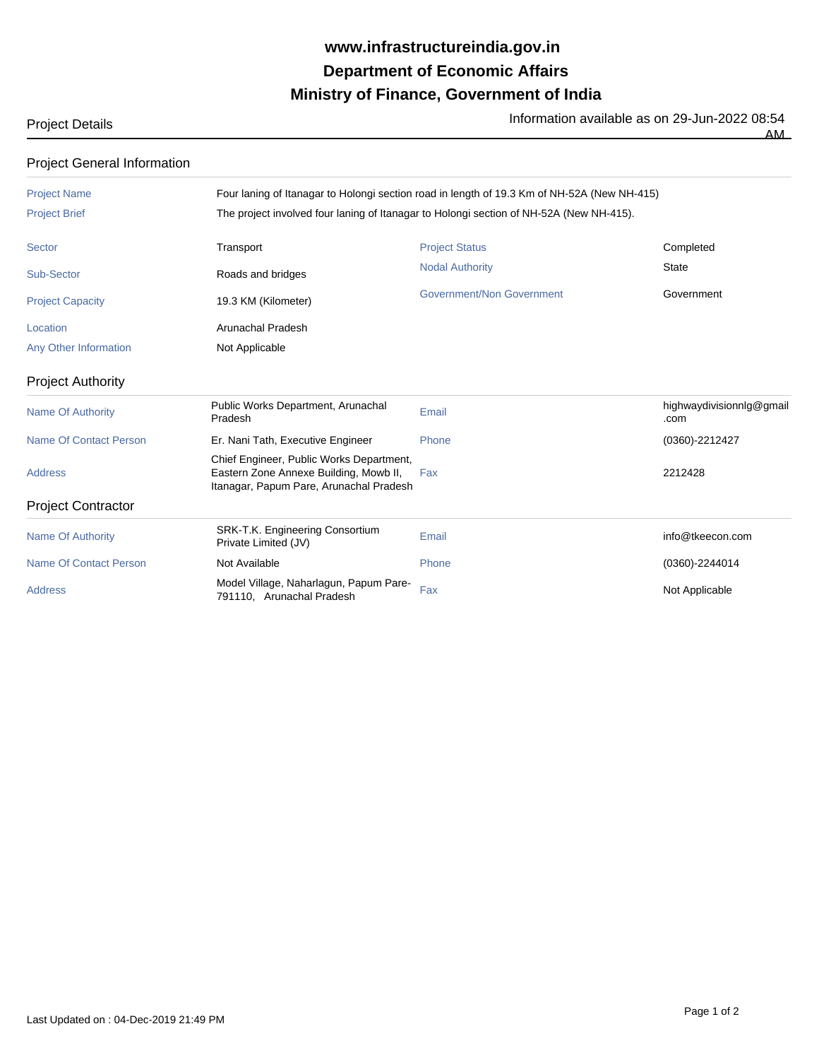**www.infrastructureindia.gov.in**
**Department of Economic Affairs**
**Ministry of Finance, Government of India**

Project Details

Information available as on 29-Jun-2022 08:54 AM

## Project General Information

| | |
|---|---|
| Project Name | Four laning of Itanagar to Holongi section road in length of 19.3 Km of NH-52A (New NH-415) |
| Project Brief | The project involved four laning of Itanagar to Holongi section of NH-52A (New NH-415). |

| | | | |
|---|---|---|---|
| Sector | Transport | Project Status | Completed |
| Sub-Sector | Roads and bridges | Nodal Authority | State |
| Project Capacity | 19.3 KM (Kilometer) | Government/Non Government | Government |
| Location | Arunachal Pradesh | | |
| Any Other Information | Not Applicable | | |

## Project Authority

| | | | |
|---|---|---|---|
| Name Of Authority | Public Works Department, Arunachal Pradesh | Email | highwaydivisionnlg@gmail.com |
| Name Of Contact Person | Er. Nani Tath, Executive Engineer | Phone | (0360)-2212427 |
| Address | Chief Engineer, Public Works Department, Eastern Zone Annexe Building, Mowb II, Itanagar, Papum Pare, Arunachal Pradesh | Fax | 2212428 |

## Project Contractor

| | | | |
|---|---|---|---|
| Name Of Authority | SRK-T.K. Engineering Consortium Private Limited (JV) | Email | info@tkeecon.com |
| Name Of Contact Person | Not Available | Phone | (0360)-2244014 |
| Address | Model Village, Naharlagun, Papum Pare-791110, Arunachal Pradesh | Fax | Not Applicable |

Last Updated on : 04-Dec-2019 21:49 PM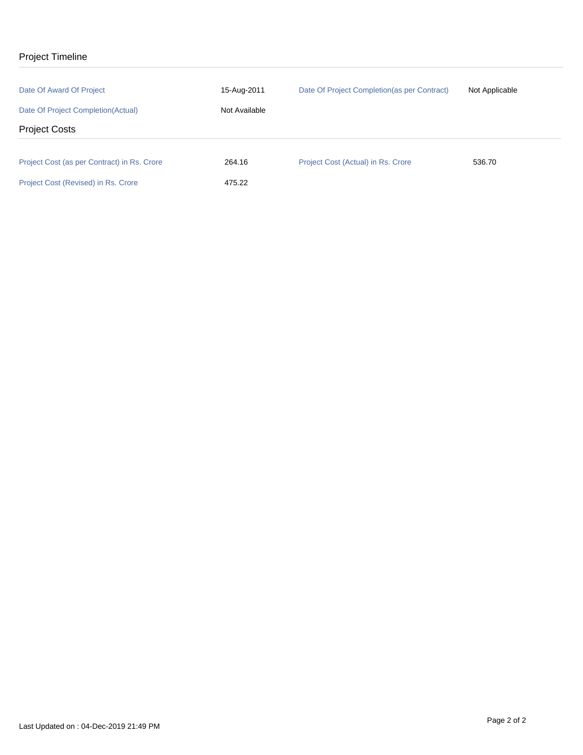## Project Timeline

| | | | |
|---|---|---|---|
| Date Of Award Of Project | 15-Aug-2011 | Date Of Project Completion(as per Contract) | Not Applicable |
| Date Of Project Completion(Actual) | Not Available | | |

## Project Costs

| | | | |
|---|---|---|---|
| Project Cost (as per Contract) in Rs. Crore | 264.16 | Project Cost (Actual) in Rs. Crore | 536.70 |
| Project Cost (Revised) in Rs. Crore | 475.22 | | |

Last Updated on : 04-Dec-2019 21:49 PM